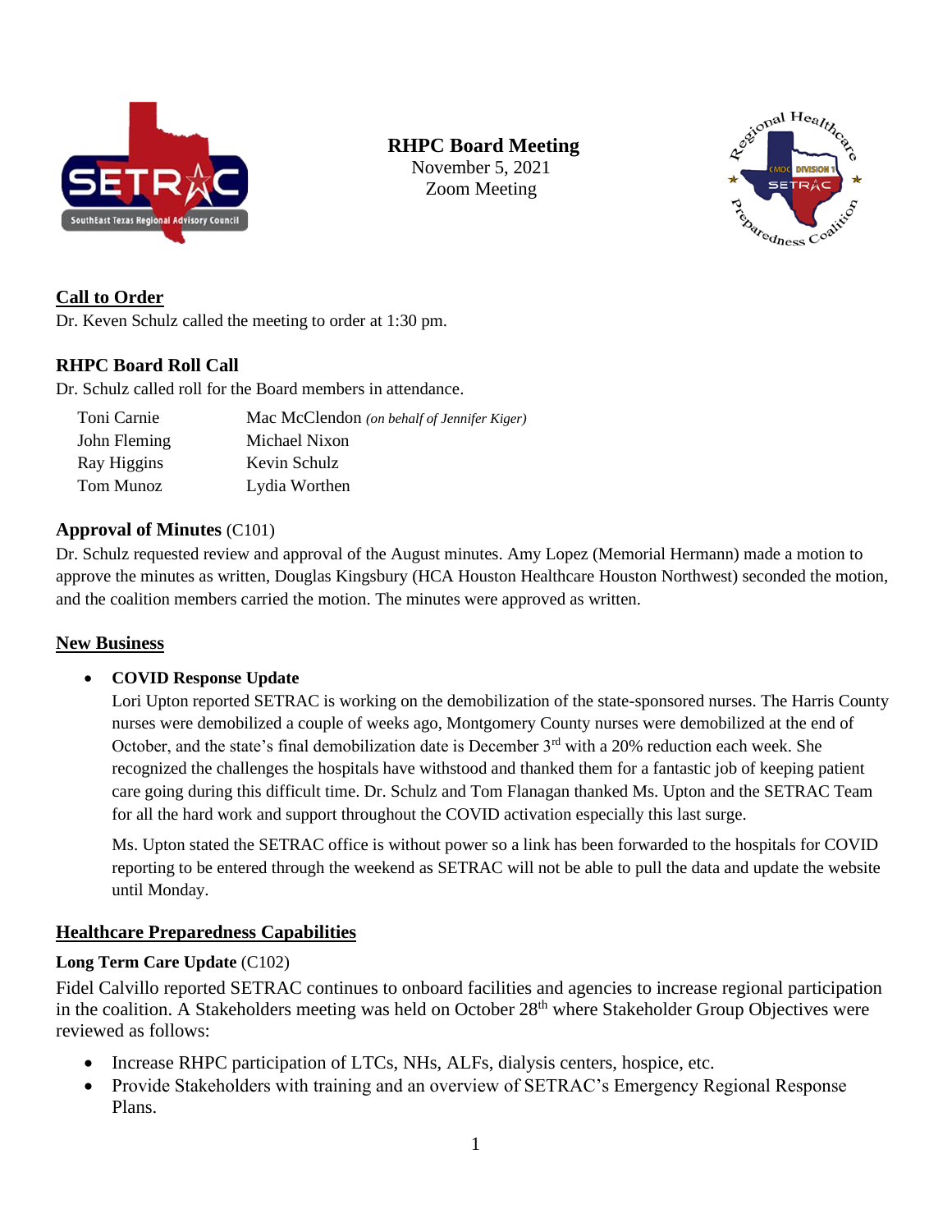# RHPC Board Meeting

November 5, 2021

Zoom Meeting

## Call to Order

Dr. Keven Schulz called the meeting to order at 1:30 pm.

## RHPC Board Roll Call

Dr. Schulz called roll for the Board members in attendance.

| | |
|---|---|
| Toni Carnie | Mac McClendon *(on behalf of Jennifer Kiger)* |
| John Fleming | Michael Nixon |
| Ray Higgins | Kevin Schulz |
| Tom Munoz | Lydia Worthen |

## Approval of Minutes (C101)

Dr. Schulz requested review and approval of the August minutes. Amy Lopez (Memorial Hermann) made a motion to approve the minutes as written, Douglas Kingsbury (HCA Houston Healthcare Houston Northwest) seconded the motion, and the coalition members carried the motion. The minutes were approved as written.

## New Business

- **COVID Response Update**

  Lori Upton reported SETRAC is working on the demobilization of the state-sponsored nurses. The Harris County nurses were demobilized a couple of weeks ago, Montgomery County nurses were demobilized at the end of October, and the state's final demobilization date is December 3rd with a 20% reduction each week. She recognized the challenges the hospitals have withstood and thanked them for a fantastic job of keeping patient care going during this difficult time. Dr. Schulz and Tom Flanagan thanked Ms. Upton and the SETRAC Team for all the hard work and support throughout the COVID activation especially this last surge.

  Ms. Upton stated the SETRAC office is without power so a link has been forwarded to the hospitals for COVID reporting to be entered through the weekend as SETRAC will not be able to pull the data and update the website until Monday.

## Healthcare Preparedness Capabilities

### Long Term Care Update (C102)

Fidel Calvillo reported SETRAC continues to onboard facilities and agencies to increase regional participation in the coalition. A Stakeholders meeting was held on October 28th where Stakeholder Group Objectives were reviewed as follows:

- Increase RHPC participation of LTCs, NHs, ALFs, dialysis centers, hospice, etc.
- Provide Stakeholders with training and an overview of SETRAC's Emergency Regional Response Plans.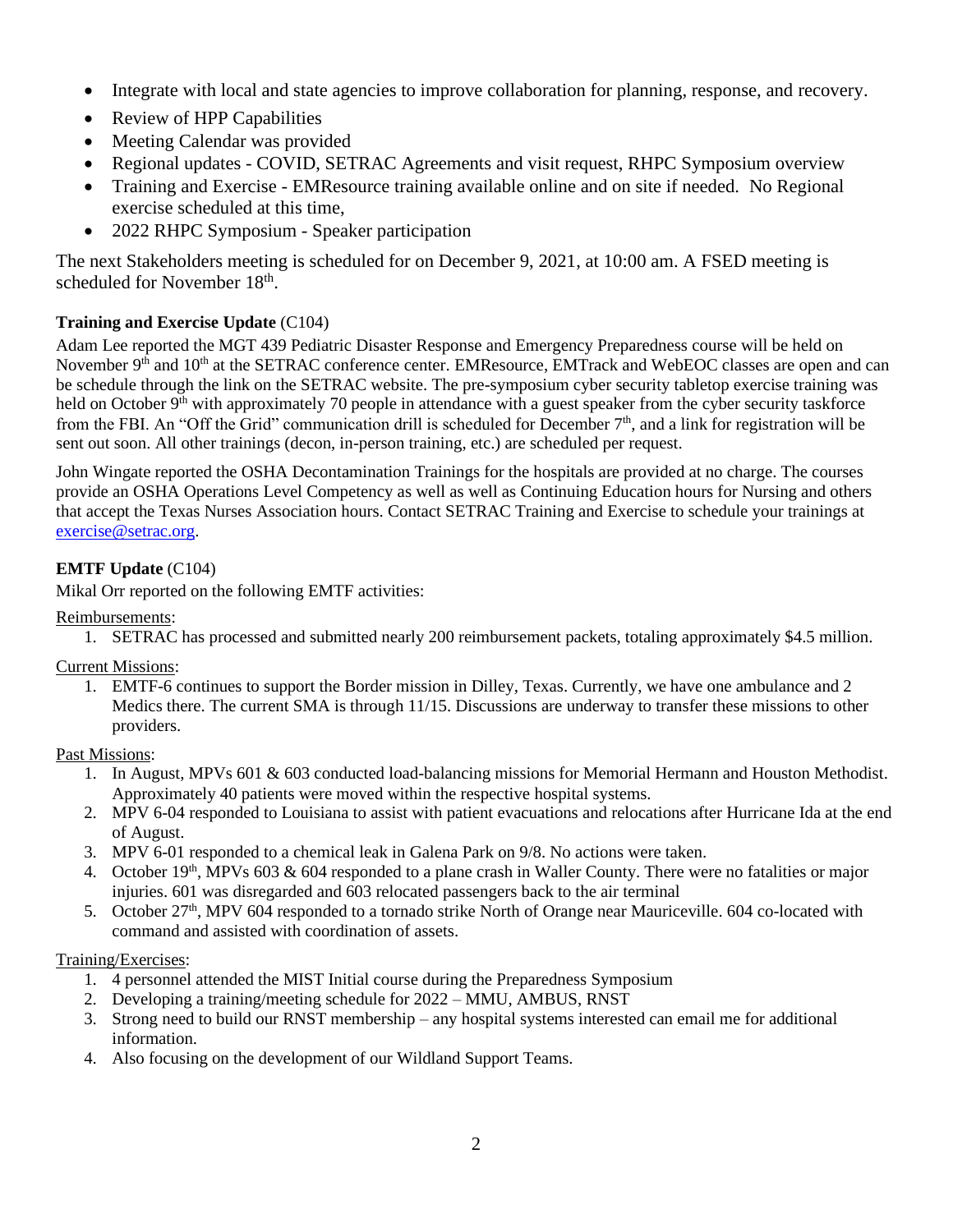- Integrate with local and state agencies to improve collaboration for planning, response, and recovery.
- Review of HPP Capabilities
- Meeting Calendar was provided
- Regional updates - COVID, SETRAC Agreements and visit request, RHPC Symposium overview
- Training and Exercise - EMResource training available online and on site if needed. No Regional exercise scheduled at this time,
- 2022 RHPC Symposium - Speaker participation

The next Stakeholders meeting is scheduled for on December 9, 2021, at 10:00 am. A FSED meeting is scheduled for November 18th.

**Training and Exercise Update** (C104)

Adam Lee reported the MGT 439 Pediatric Disaster Response and Emergency Preparedness course will be held on November 9th and 10th at the SETRAC conference center. EMResource, EMTrack and WebEOC classes are open and can be schedule through the link on the SETRAC website. The pre-symposium cyber security tabletop exercise training was held on October 9th with approximately 70 people in attendance with a guest speaker from the cyber security taskforce from the FBI. An "Off the Grid" communication drill is scheduled for December 7th, and a link for registration will be sent out soon. All other trainings (decon, in-person training, etc.) are scheduled per request.

John Wingate reported the OSHA Decontamination Trainings for the hospitals are provided at no charge. The courses provide an OSHA Operations Level Competency as well as well as Continuing Education hours for Nursing and others that accept the Texas Nurses Association hours. Contact SETRAC Training and Exercise to schedule your trainings at exercise@setrac.org.

**EMTF Update** (C104)

Mikal Orr reported on the following EMTF activities:

Reimbursements:

1. SETRAC has processed and submitted nearly 200 reimbursement packets, totaling approximately $4.5 million.

Current Missions:

1. EMTF-6 continues to support the Border mission in Dilley, Texas. Currently, we have one ambulance and 2 Medics there. The current SMA is through 11/15. Discussions are underway to transfer these missions to other providers.

Past Missions:

1. In August, MPVs 601 & 603 conducted load-balancing missions for Memorial Hermann and Houston Methodist. Approximately 40 patients were moved within the respective hospital systems.
2. MPV 6-04 responded to Louisiana to assist with patient evacuations and relocations after Hurricane Ida at the end of August.
3. MPV 6-01 responded to a chemical leak in Galena Park on 9/8. No actions were taken.
4. October 19th, MPVs 603 & 604 responded to a plane crash in Waller County. There were no fatalities or major injuries. 601 was disregarded and 603 relocated passengers back to the air terminal
5. October 27th, MPV 604 responded to a tornado strike North of Orange near Mauriceville. 604 co-located with command and assisted with coordination of assets.

Training/Exercises:

1. 4 personnel attended the MIST Initial course during the Preparedness Symposium
2. Developing a training/meeting schedule for 2022 – MMU, AMBUS, RNST
3. Strong need to build our RNST membership – any hospital systems interested can email me for additional information.
4. Also focusing on the development of our Wildland Support Teams.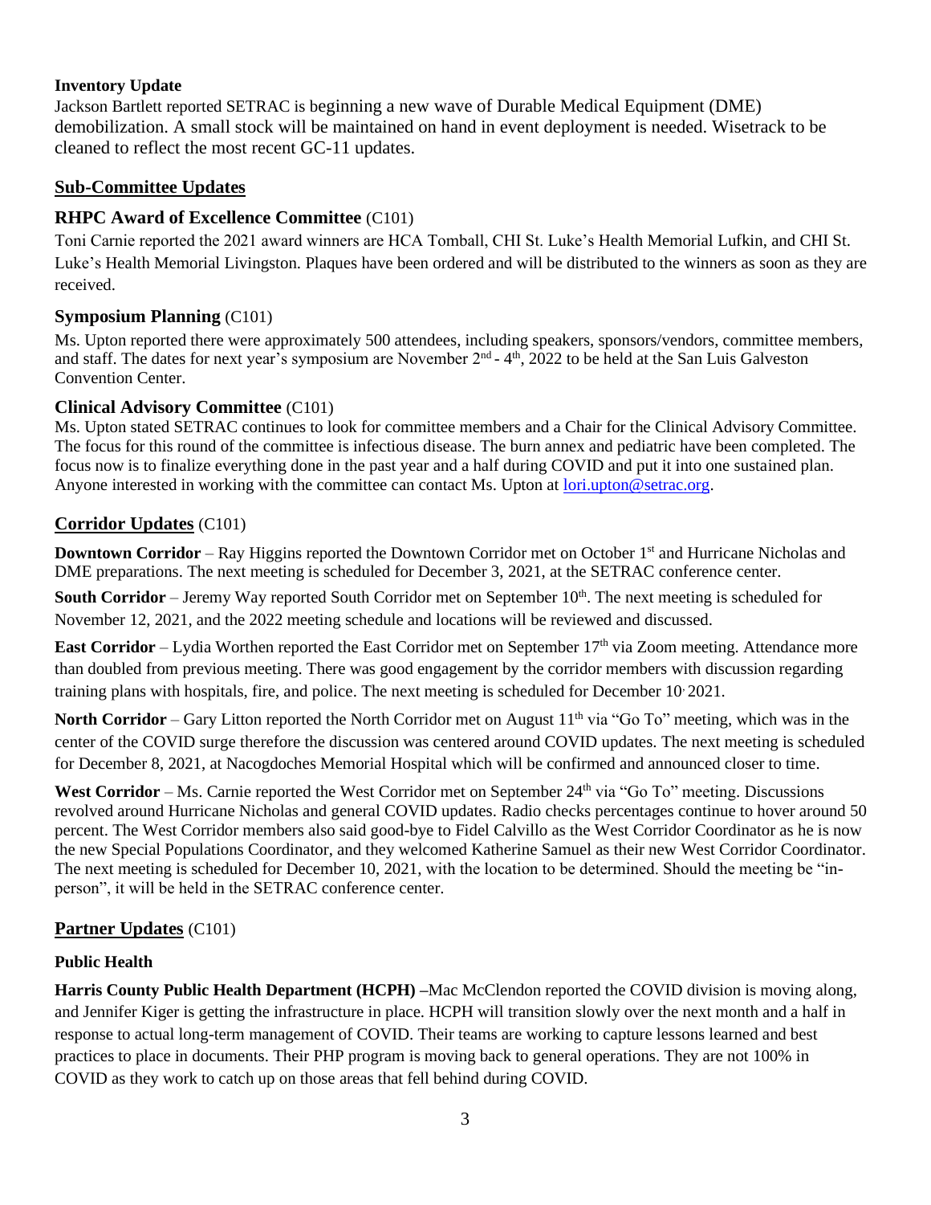**Inventory Update**

Jackson Bartlett reported SETRAC is beginning a new wave of Durable Medical Equipment (DME) demobilization. A small stock will be maintained on hand in event deployment is needed. Wisetrack to be cleaned to reflect the most recent GC-11 updates.

## Sub-Committee Updates

### RHPC Award of Excellence Committee (C101)

Toni Carnie reported the 2021 award winners are HCA Tomball, CHI St. Luke's Health Memorial Lufkin, and CHI St. Luke's Health Memorial Livingston. Plaques have been ordered and will be distributed to the winners as soon as they are received.

### Symposium Planning (C101)

Ms. Upton reported there were approximately 500 attendees, including speakers, sponsors/vendors, committee members, and staff. The dates for next year's symposium are November 2nd - 4th, 2022 to be held at the San Luis Galveston Convention Center.

### Clinical Advisory Committee (C101)

Ms. Upton stated SETRAC continues to look for committee members and a Chair for the Clinical Advisory Committee. The focus for this round of the committee is infectious disease. The burn annex and pediatric have been completed. The focus now is to finalize everything done in the past year and a half during COVID and put it into one sustained plan. Anyone interested in working with the committee can contact Ms. Upton at lori.upton@setrac.org.

## Corridor Updates (C101)

**Downtown Corridor** – Ray Higgins reported the Downtown Corridor met on October 1st and Hurricane Nicholas and DME preparations. The next meeting is scheduled for December 3, 2021, at the SETRAC conference center.

**South Corridor** – Jeremy Way reported South Corridor met on September 10th. The next meeting is scheduled for November 12, 2021, and the 2022 meeting schedule and locations will be reviewed and discussed.

**East Corridor** – Lydia Worthen reported the East Corridor met on September 17th via Zoom meeting. Attendance more than doubled from previous meeting. There was good engagement by the corridor members with discussion regarding training plans with hospitals, fire, and police. The next meeting is scheduled for December 10, 2021.

**North Corridor** – Gary Litton reported the North Corridor met on August 11th via "Go To" meeting, which was in the center of the COVID surge therefore the discussion was centered around COVID updates. The next meeting is scheduled for December 8, 2021, at Nacogdoches Memorial Hospital which will be confirmed and announced closer to time.

**West Corridor** – Ms. Carnie reported the West Corridor met on September 24th via "Go To" meeting. Discussions revolved around Hurricane Nicholas and general COVID updates. Radio checks percentages continue to hover around 50 percent. The West Corridor members also said good-bye to Fidel Calvillo as the West Corridor Coordinator as he is now the new Special Populations Coordinator, and they welcomed Katherine Samuel as their new West Corridor Coordinator. The next meeting is scheduled for December 10, 2021, with the location to be determined. Should the meeting be "in-person", it will be held in the SETRAC conference center.

## Partner Updates (C101)

**Public Health**

**Harris County Public Health Department (HCPH)** –Mac McClendon reported the COVID division is moving along, and Jennifer Kiger is getting the infrastructure in place. HCPH will transition slowly over the next month and a half in response to actual long-term management of COVID. Their teams are working to capture lessons learned and best practices to place in documents. Their PHP program is moving back to general operations. They are not 100% in COVID as they work to catch up on those areas that fell behind during COVID.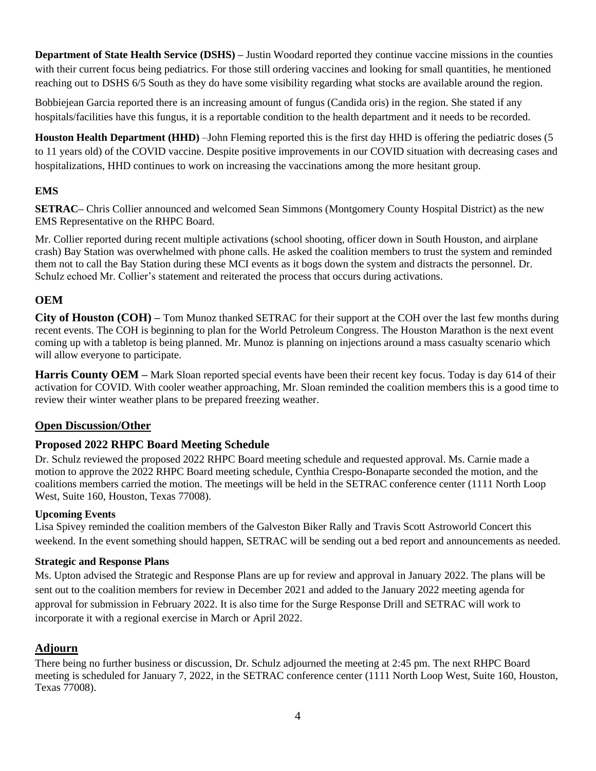**Department of State Health Service (DSHS) –** Justin Woodard reported they continue vaccine missions in the counties with their current focus being pediatrics. For those still ordering vaccines and looking for small quantities, he mentioned reaching out to DSHS 6/5 South as they do have some visibility regarding what stocks are available around the region.

Bobbiejean Garcia reported there is an increasing amount of fungus (Candida oris) in the region. She stated if any hospitals/facilities have this fungus, it is a reportable condition to the health department and it needs to be recorded.

**Houston Health Department (HHD)** –John Fleming reported this is the first day HHD is offering the pediatric doses (5 to 11 years old) of the COVID vaccine. Despite positive improvements in our COVID situation with decreasing cases and hospitalizations, HHD continues to work on increasing the vaccinations among the more hesitant group.

### EMS

**SETRAC–** Chris Collier announced and welcomed Sean Simmons (Montgomery County Hospital District) as the new EMS Representative on the RHPC Board.

Mr. Collier reported during recent multiple activations (school shooting, officer down in South Houston, and airplane crash) Bay Station was overwhelmed with phone calls. He asked the coalition members to trust the system and reminded them not to call the Bay Station during these MCI events as it bogs down the system and distracts the personnel. Dr. Schulz echoed Mr. Collier's statement and reiterated the process that occurs during activations.

## OEM

**City of Houston (COH) –** Tom Munoz thanked SETRAC for their support at the COH over the last few months during recent events. The COH is beginning to plan for the World Petroleum Congress. The Houston Marathon is the next event coming up with a tabletop is being planned. Mr. Munoz is planning on injections around a mass casualty scenario which will allow everyone to participate.

**Harris County OEM –** Mark Sloan reported special events have been their recent key focus. Today is day 614 of their activation for COVID. With cooler weather approaching, Mr. Sloan reminded the coalition members this is a good time to review their winter weather plans to be prepared freezing weather.

## Open Discussion/Other

## Proposed 2022 RHPC Board Meeting Schedule

Dr. Schulz reviewed the proposed 2022 RHPC Board meeting schedule and requested approval. Ms. Carnie made a motion to approve the 2022 RHPC Board meeting schedule, Cynthia Crespo-Bonaparte seconded the motion, and the coalitions members carried the motion. The meetings will be held in the SETRAC conference center (1111 North Loop West, Suite 160, Houston, Texas 77008).

### Upcoming Events

Lisa Spivey reminded the coalition members of the Galveston Biker Rally and Travis Scott Astroworld Concert this weekend. In the event something should happen, SETRAC will be sending out a bed report and announcements as needed.

### Strategic and Response Plans

Ms. Upton advised the Strategic and Response Plans are up for review and approval in January 2022. The plans will be sent out to the coalition members for review in December 2021 and added to the January 2022 meeting agenda for approval for submission in February 2022. It is also time for the Surge Response Drill and SETRAC will work to incorporate it with a regional exercise in March or April 2022.

## Adjourn

There being no further business or discussion, Dr. Schulz adjourned the meeting at 2:45 pm. The next RHPC Board meeting is scheduled for January 7, 2022, in the SETRAC conference center (1111 North Loop West, Suite 160, Houston, Texas 77008).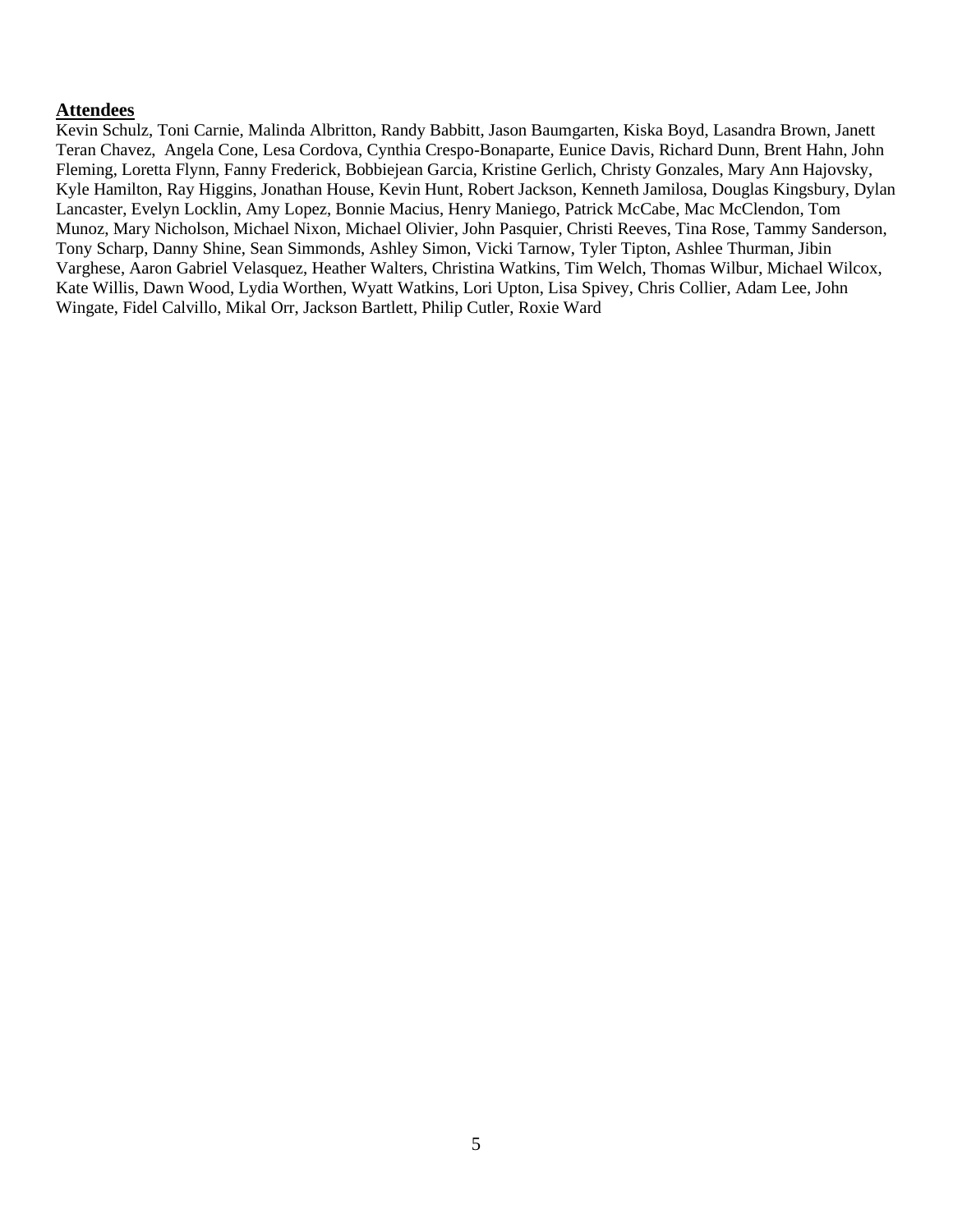**Attendees**

Kevin Schulz, Toni Carnie, Malinda Albritton, Randy Babbitt, Jason Baumgarten, Kiska Boyd, Lasandra Brown, Janett Teran Chavez, Angela Cone, Lesa Cordova, Cynthia Crespo-Bonaparte, Eunice Davis, Richard Dunn, Brent Hahn, John Fleming, Loretta Flynn, Fanny Frederick, Bobbiejean Garcia, Kristine Gerlich, Christy Gonzales, Mary Ann Hajovsky, Kyle Hamilton, Ray Higgins, Jonathan House, Kevin Hunt, Robert Jackson, Kenneth Jamilosa, Douglas Kingsbury, Dylan Lancaster, Evelyn Locklin, Amy Lopez, Bonnie Macius, Henry Maniego, Patrick McCabe, Mac McClendon, Tom Munoz, Mary Nicholson, Michael Nixon, Michael Olivier, John Pasquier, Christi Reeves, Tina Rose, Tammy Sanderson, Tony Scharp, Danny Shine, Sean Simmonds, Ashley Simon, Vicki Tarnow, Tyler Tipton, Ashlee Thurman, Jibin Varghese, Aaron Gabriel Velasquez, Heather Walters, Christina Watkins, Tim Welch, Thomas Wilbur, Michael Wilcox, Kate Willis, Dawn Wood, Lydia Worthen, Wyatt Watkins, Lori Upton, Lisa Spivey, Chris Collier, Adam Lee, John Wingate, Fidel Calvillo, Mikal Orr, Jackson Bartlett, Philip Cutler, Roxie Ward